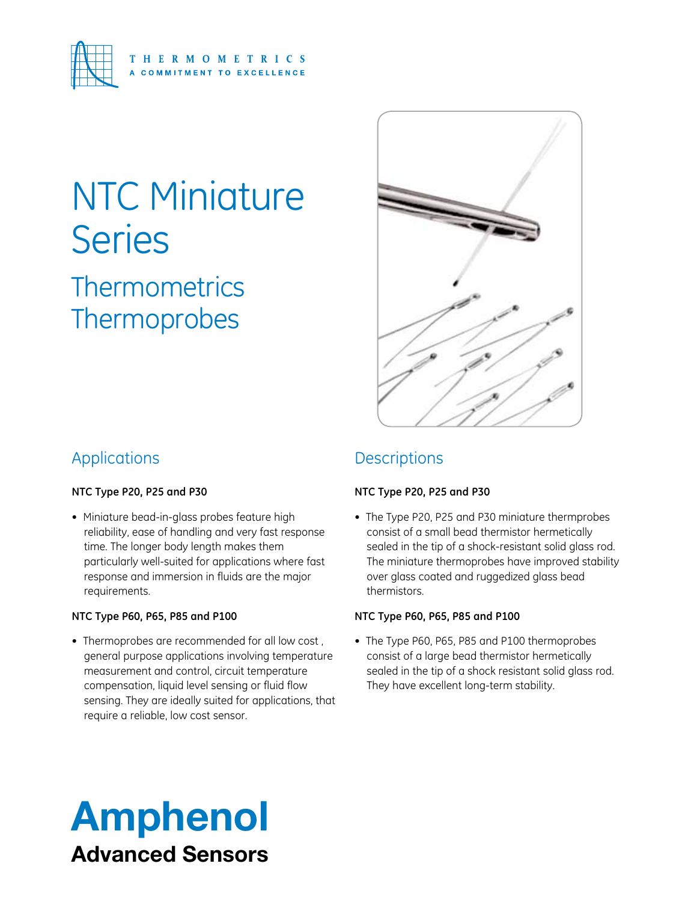THERMOMETRICS
A COMMITMENT TO EXCELLENCE

# NTC Miniature Series

## Thermometrics Thermoprobes

## Applications

**NTC Type P20, P25 and P30**

- Miniature bead-in-glass probes feature high reliability, ease of handling and very fast response time. The longer body length makes them particularly well-suited for applications where fast response and immersion in fluids are the major requirements.

**NTC Type P60, P65, P85 and P100**

- Thermoprobes are recommended for all low cost , general purpose applications involving temperature measurement and control, circuit temperature compensation, liquid level sensing or fluid flow sensing. They are ideally suited for applications, that require a reliable, low cost sensor.

## Descriptions

**NTC Type P20, P25 and P30**

- The Type P20, P25 and P30 miniature thermprobes consist of a small bead thermistor hermetically sealed in the tip of a shock-resistant solid glass rod. The miniature thermoprobes have improved stability over glass coated and ruggedized glass bead thermistors.

**NTC Type P60, P65, P85 and P100**

- The Type P60, P65, P85 and P100 thermoprobes consist of a large bead thermistor hermetically sealed in the tip of a shock resistant solid glass rod. They have excellent long-term stability.

**Amphenol**
**Advanced Sensors**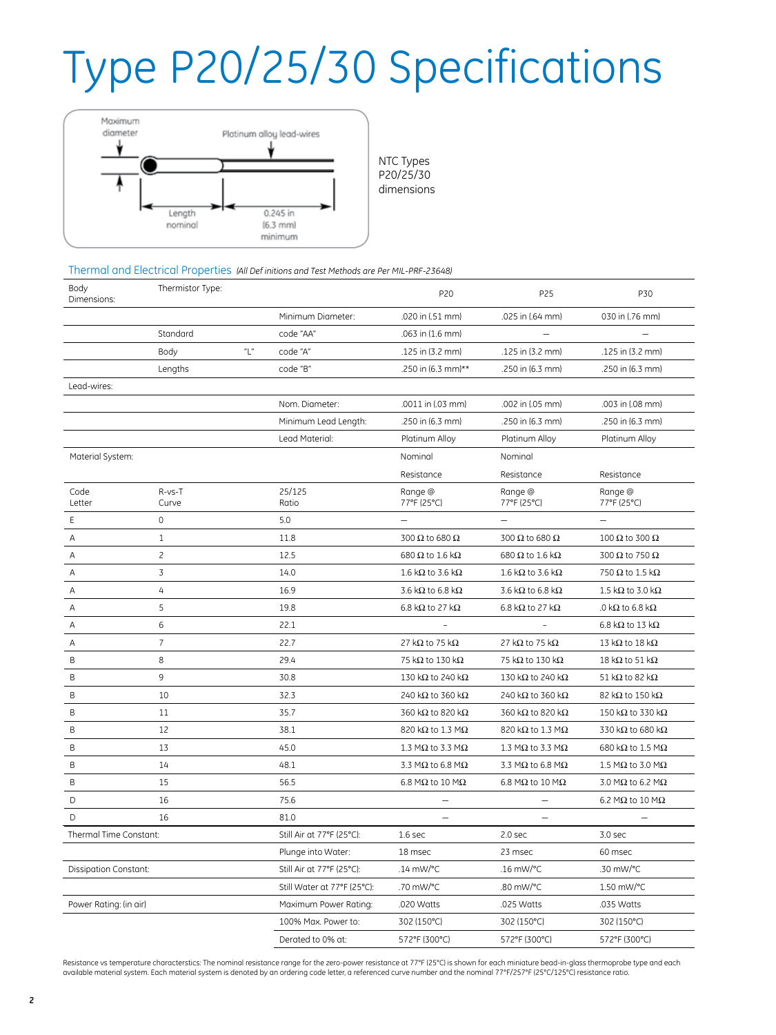# Type P20/25/30 Specifications

Maximum diameter

Platinum alloy lead-wires

Length nominal

0.245 in (6.3 mm) minimum

NTC Types P20/25/30 dimensions

## Thermal and Electrical Properties *(All Def initions and Test Methods are Per MIL-PRF-23648)*

| Body Dimensions: | Thermistor Type: | | | P20 | P25 | P30 |
|---|---|---|---|---|---|---|
| | | | Minimum Diameter: | .020 in (.51 mm) | .025 in (.64 mm) | 030 in (.76 mm) |
| | Standard | | code "AA" | .063 in (1.6 mm) | — | — |
| | Body | "L" | code "A" | .125 in (3.2 mm) | .125 in (3.2 mm) | .125 in (3.2 mm) |
| | Lengths | | code "B" | .250 in (6.3 mm)** | .250 in (6.3 mm) | .250 in (6.3 mm) |
| Lead-wires: | | | | | | |
| | | | Nom. Diameter: | .0011 in (.03 mm) | .002 in (.05 mm) | .003 in (.08 mm) |
| | | | Minimum Lead Length: | .250 in (6.3 mm) | .250 in (6.3 mm) | .250 in (6.3 mm) |
| | | | Lead Material: | Platinum Alloy | Platinum Alloy | Platinum Alloy |
| Material System: | | | | Nominal Resistance | Nominal Resistance | Resistance |
| Code Letter | R-vs-T Curve | | 25/125 Ratio | Range @ 77°F (25°C) | Range @ 77°F (25°C) | Range @ 77°F (25°C) |
| E | 0 | | 5.0 | — | — | — |
| A | 1 | | 11.8 | 300 Ω to 680 Ω | 300 Ω to 680 Ω | 100 Ω to 300 Ω |
| A | 2 | | 12.5 | 680 Ω to 1.6 kΩ | 680 Ω to 1.6 kΩ | 300 Ω to 750 Ω |
| A | 3 | | 14.0 | 1.6 kΩ to 3.6 kΩ | 1.6 kΩ to 3.6 kΩ | 750 Ω to 1.5 kΩ |
| A | 4 | | 16.9 | 3.6 kΩ to 6.8 kΩ | 3.6 kΩ to 6.8 kΩ | 1.5 kΩ to 3.0 kΩ |
| A | 5 | | 19.8 | 6.8 kΩ to 27 kΩ | 6.8 kΩ to 27 kΩ | .0 kΩ to 6.8 kΩ |
| A | 6 | | 22.1 | - | - | 6.8 kΩ to 13 kΩ |
| A | 7 | | 22.7 | 27 kΩ to 75 kΩ | 27 kΩ to 75 kΩ | 13 kΩ to 18 kΩ |
| B | 8 | | 29.4 | 75 kΩ to 130 kΩ | 75 kΩ to 130 kΩ | 18 kΩ to 51 kΩ |
| B | 9 | | 30.8 | 130 kΩ to 240 kΩ | 130 kΩ to 240 kΩ | 51 kΩ to 82 kΩ |
| B | 10 | | 32.3 | 240 kΩ to 360 kΩ | 240 kΩ to 360 kΩ | 82 kΩ to 150 kΩ |
| B | 11 | | 35.7 | 360 kΩ to 820 kΩ | 360 kΩ to 820 kΩ | 150 kΩ to 330 kΩ |
| B | 12 | | 38.1 | 820 kΩ to 1.3 MΩ | 820 kΩ to 1.3 MΩ | 330 kΩ to 680 kΩ |
| B | 13 | | 45.0 | 1.3 MΩ to 3.3 MΩ | 1.3 MΩ to 3.3 MΩ | 680 kΩ to 1.5 MΩ |
| B | 14 | | 48.1 | 3.3 MΩ to 6.8 MΩ | 3.3 MΩ to 6.8 MΩ | 1.5 MΩ to 3.0 MΩ |
| B | 15 | | 56.5 | 6.8 MΩ to 10 MΩ | 6.8 MΩ to 10 MΩ | 3.0 MΩ to 6.2 MΩ |
| D | 16 | | 75.6 | — | — | 6.2 MΩ to 10 MΩ |
| D | 16 | | 81.0 | — | — | — |
| Thermal Time Constant: | | | Still Air at 77°F (25°C): | 1.6 sec | 2.0 sec | 3.0 sec |
| | | | Plunge into Water: | 18 msec | 23 msec | 60 msec |
| Dissipation Constant: | | | Still Air at 77°F (25°C): | .14 mW/°C | .16 mW/°C | .30 mW/°C |
| | | | Still Water at 77°F (25°C): | .70 mW/°C | .80 mW/°C | 1.50 mW/°C |
| Power Rating: (in air) | | | Maximum Power Rating: | .020 Watts | .025 Watts | .035 Watts |
| | | | 100% Max. Power to: | 302 (150°C) | 302 (150°C) | 302 (150°C) |
| | | | Derated to 0% at: | 572°F (300°C) | 572°F (300°C) | 572°F (300°C) |

Resistance vs temperature characterstics: The nominal resistance range for the zero-power resistance at 77°F (25°C) is shown for each miniature bead-in-glass thermoprobe type and each available material system. Each material system is denoted by an ordering code letter, a referenced curve number and the nominal 77°F/257°F (25°C/125°C) resistance ratio.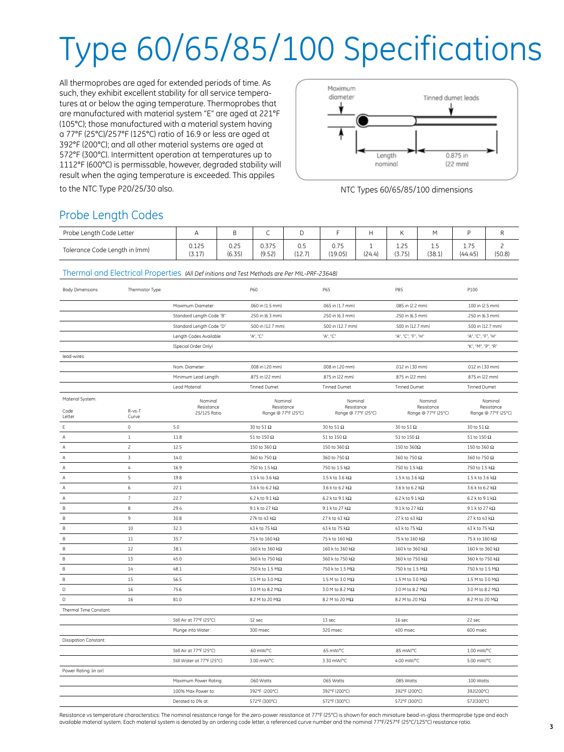# Type 60/65/85/100 Specifications

All thermoprobes are aged for extended periods of time. As such, they exhibit excellent stability for all service temperatures at or below the aging temperature. Thermoprobes that are manufactured with material system "E" are aged at 221°F (105°C); those manufactured with a material system having a 77°F (25°C)/257°F (125°C) ratio of 16.9 or less are aged at 392°F (200°C); and all other material systems are aged at 572°F (300°C). Intermittent operation at temperatures up to 1112°F (600°C) is permissable, however, degraded stability will result when the aging temperature is exceeded. This appiles to the NTC Type P20/25/30 also.

Maximum diameter

Tinned dumet leads

Length nominal

0.875 in (22 mm)

NTC Types 60/65/85/100 dimensions

## Probe Length Codes

| Probe Length Code Letter | A | B | C | D | F | H | K | M | P | R |
|---|---|---|---|---|---|---|---|---|---|---|
| Tolerance Code Length in (mm) | 0.125 (3.17) | 0.25 (6.35) | 0.375 (9.52) | 0.5 (12.7) | 0.75 (19.05) | 1 (24.4) | 1.25 (3.75) | 1.5 (38.1) | 1.75 (44.45) | 2 (50.8) |

## Thermal and Electrical Properties *(All Def initions and Test Methods are Per MIL-PRF-23648)*

| Body Dimensions | Thermistor Type: | | P60 | P65 | P85 | P100 |
|---|---|---|---|---|---|---|
| | | Maximum Diameter: | .060 in (1.5 mm) | .065 in (1.7 mm) | .085 in (2.2 mm) | .100 in (2.5 mm) |
| | | Standard Length Code "B" | .250 in (6.3 mm) | .250 in (6.3 mm) | .250 in (6.3 mm) | .250 in (6.3 mm) |
| | | Standard Length Code "D" | .500 in (12.7 mm) | .500 in (12.7 mm) | .500 in (12.7 mm) | .500 in (12.7 mm) |
| | | Length Codes Available | "A", "C" | "A", "C" | "A", "C", "F", "H" | "A", "C", "F", "H" |
| | | (Special Order Only) | | | | "K", "M", "P", "R" |
| lead-wires: | | | | | | |
| | | Nom. Diameter: | .008 in (.20 mm) | .008 in (.20 mm) | .012 in (.30 mm) | .012 in (.30 mm) |
| | | Minimum Lead Length: | .875 in (22 mm) | .875 in (22 mm) | .875 in (22 mm) | .875 in (22 mm) |
| | | Lead Material: | Tinned Dumet | Tinned Dumet | Tinned Dumet | Tinned Dumet |
| Material System: Code Letter | R-vs-T Curve | Nominal Resistance 25/125 Ratio | Nominal Resistance Range @ 77°F (25°C) | Nominal Resistance Range @ 77°F (25°C) | Nominal Resistance Range @ 77°F (25°C) | Nominal Resistance Range @ 77°F (25°C) |
| E | 0 | 5.0 | 30 to 51 Ω | 30 to 51 Ω | 30 to 51 Ω | 30 to 51 Ω |
| A | 1 | 11.8 | 51 to 150 Ω | 51 to 150 Ω | 51 to 150 Ω | 51 to 150 Ω |
| A | 2 | 12.5 | 150 to 360 Ω | 150 to 360 Ω | 150 to 360Ω | 150 to 360 Ω |
| A | 3 | 14.0 | 360 to 750 Ω | 360 to 750 Ω | 360 to 750 Ω | 360 to 750 Ω |
| A | 4 | 16.9 | 750 to 1.5 kΩ | 750 to 1.5 kΩ | 750 to 1.5 kΩ | 750 to 1.5 kΩ |
| A | 5 | 19.8 | 1.5 k to 3.6 kΩ | 1.5 k to 3.6 kΩ | 1.5 k to 3.6 kΩ | 1.5 k to 3.6 kΩ |
| A | 6 | 22.1 | 3.6 k to 6.2 kΩ | 3.6 k to 6.2 kΩ | 3.6 k to 6.2 kΩ | 3.6 k to 6.2 kΩ |
| A | 7 | 22.7 | 6.2 k to 9.1 kΩ | 6.2 k to 9.1 kΩ | 6.2 k to 9.1 kΩ | 6.2 k to 9.1 kΩ |
| B | 8 | 29.4 | 9.1 k to 27 kΩ | 9.1 k to 27 kΩ | 9.1 k to 27 kΩ | 9.1 k to 27 kΩ |
| B | 9 | 30.8 | 27k to 43 kΩ | 27 k to 43 kΩ | 27 k to 43 kΩ | 27 k to 43 kΩ |
| B | 10 | 32.3 | 43 k to 75 kΩ | 43 k to 75 kΩ | 43 k to 75 kΩ | 43 k to 75 kΩ |
| B | 11 | 35.7 | 75 k to 160 kΩ | 75 k to 160 kΩ | 75 k to 160 kΩ | 75 k to 160 kΩ |
| B | 12 | 38.1 | 160 k to 360 kΩ | 160 k to 360 kΩ | 160 k to 360 kΩ | 160 k to 360 kΩ |
| B | 13 | 45.0 | 360 k to 750 kΩ | 360 k to 750 kΩ | 360 k to 750 kΩ | 360 k to 750 kΩ |
| B | 14 | 48.1 | 750 k to 1.5 MΩ | 750 k to 1.5 MΩ | 750 k to 1.5 MΩ | 750 k to 1.5 MΩ |
| B | 15 | 56.5 | 1.5 M to 3.0 MΩ | 1.5 M to 3.0 MΩ | 1.5 M to 3.0 MΩ | 1.5 M to 3.0 MΩ |
| D | 16 | 75.6 | 3.0 M to 8.2 MΩ | 3.0 M to 8.2 MΩ | 3.0 M to 8.2 MΩ | 3.0 M to 8.2 MΩ |
| D | 16 | 81.0 | 8.2 M to 20 MΩ | 8.2 M to 20 MΩ | 8.2 M to 20 MΩ | 8.2 M to 20 MΩ |
| Thermal Time Constant: | | | | | | |
| | | Still Air at 77°F (25°C): | 12 sec | 13 sec | 16 sec | 22 sec |
| | | Plunge into Water: | 300 msec | 320 msec | 400 msec | 600 msec |
| Dissipation Constant: | | | | | | |
| | | Still Air at 77°F (25°C): | .60 mW/°C | .65 mW/°C | .85 mW/°C | 1.00 mW/°C |
| | | Still Water at 77°F (25°C): | 3.00 mW/°C | 3.30 mW/°C | 4.00 mW/°C | 5.00 mW/°C |
| Power Rating: (in air) | | | | | | |
| | | Maximum Power Rating: | .060 Watts | .065 Watts | .085 Watts | .100 Watts |
| | | 100% Max Power to: | 392°F (200°C) | 392°F (200°C) | 392°F (200°C) | 392(200°C) |
| | | Derated to 0% at: | 572°F (300°C) | 572°F (300°C) | 572°F (300°C) | 572(300°C) |

Resistance vs temperature charactersties: The nominal resistance range for the zero-power resistance at 77°F (25°C) is shown for each miniature bead-in-glass thermoprobe type and each available material system. Each material system is denoted by an ordering code letter, a referenced curve number and the nominal 77°F/257°F (25°C/125°C) resistance ratio.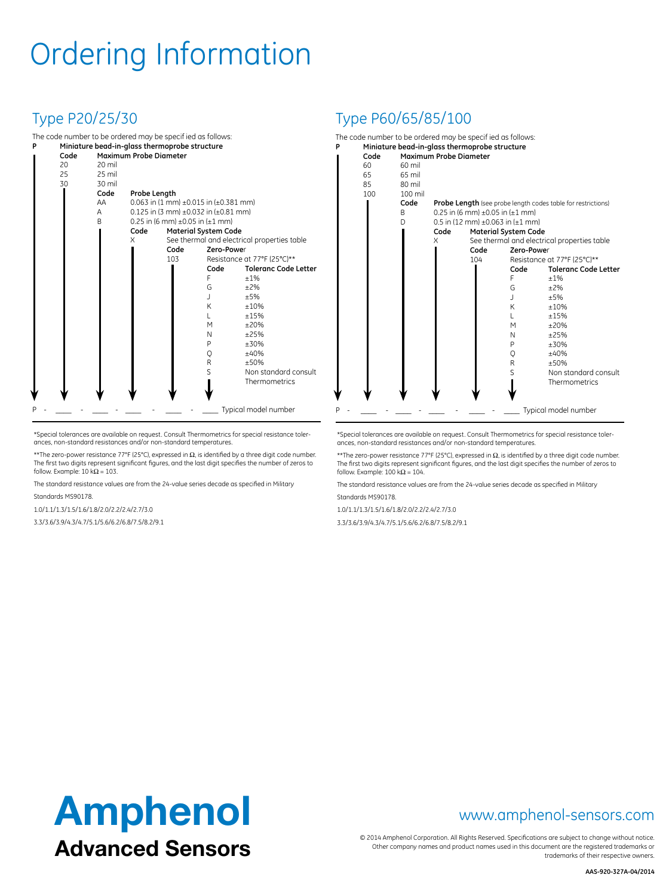# Ordering Information

## Type P20/25/30

The code number to be ordered may be specif ied as follows:

**P** — **Miniature bead-in-glass thermoprobe structure**

| Code | Maximum Probe Diameter |
|---|---|
| 20 | 20 mil |
| 25 | 25 mil |
| 30 | 30 mil |

| Code | Probe Length |
|---|---|
| AA | 0.063 in (1 mm) ±0.015 in (±0.381 mm) |
| A | 0.125 in (3 mm) ±0.032 in (±0.81 mm) |
| B | 0.25 in (6 mm) ±0.05 in (±1 mm) |

| Code | Material System Code |
|---|---|
| X | See thermal and electrical properties table |

| Code | Zero-Power |
|---|---|
| 103 | Resistance at 77°F (25°C)** |

| Code | Toleranc Code Letter |
|---|---|
| F | ±1% |
| G | ±2% |
| J | ±5% |
| K | ±10% |
| L | ±15% |
| M | ±20% |
| N | ±25% |
| P | ±30% |
| Q | ±40% |
| R | ±50% |
| S | Non standard consult Thermometrics |

P - ____ - ____ - ____ - ____ - ____ Typical model number

*Special tolerances are available on request. Consult Thermometrics for special resistance tolerances, non-standard resistances and/or non-standard temperatures.

**The zero-power resistance 77°F (25°C), expressed in Ω, is identified by a three digit code number. The first two digits represent significant figures, and the last digit specifies the number of zeros to follow. Example: 10 kΩ = 103.

The standard resistance values are from the 24-value series decade as specified in Military Standards MS90178.

1.0/1.1/1.3/1.5/1.6/1.8/2.0/2.2/2.4/2.7/3.0

3.3/3.6/3.9/4.3/4.7/5.1/5.6/6.2/6.8/7.5/8.2/9.1

## Type P60/65/85/100

The code number to be ordered may be specif ied as follows:

**P** — **Miniature bead-in-glass thermoprobe structure**

| Code | Maximum Probe Diameter |
|---|---|
| 60 | 60 mil |
| 65 | 65 mil |
| 85 | 80 mil |
| 100 | 100 mil |

| Code | Probe Length (see probe length codes table for restrictions) |
|---|---|
| B | 0.25 in (6 mm) ±0.05 in (±1 mm) |
| D | 0.5 in (12 mm) ±0.063 in (±1 mm) |

| Code | Material System Code |
|---|---|
| X | See thermal and electrical properties table |

| Code | Zero-Power |
|---|---|
| 104 | Resistance at 77°F (25°C)** |

| Code | Toleranc Code Letter |
|---|---|
| F | ±1% |
| G | ±2% |
| J | ±5% |
| K | ±10% |
| L | ±15% |
| M | ±20% |
| N | ±25% |
| P | ±30% |
| Q | ±40% |
| R | ±50% |
| S | Non standard consult Thermometrics |

P - ____ - ____ - ____ - ____ - ____ Typical model number

*Special tolerances are available on request. Consult Thermometrics for special resistance tolerances, non-standard resistances and/or non-standard temperatures.

**The zero-power resistance 77°F (25°C), expressed in Ω, is identified by a three digit code number. The first two digits represent significant figures, and the last digit specifies the number of zeros to follow. Example: 100 kΩ = 104.

The standard resistance values are from the 24-value series decade as specified in Military Standards MS90178.

1.0/1.1/1.3/1.5/1.6/1.8/2.0/2.2/2.4/2.7/3.0

3.3/3.6/3.9/4.3/4.7/5.1/5.6/6.2/6.8/7.5/8.2/9.1

**Amphenol**
**Advanced Sensors**

www.amphenol-sensors.com

© 2014 Amphenol Corporation. All Rights Reserved. Specifications are subject to change without notice. Other company names and product names used in this document are the registered trademarks or trademarks of their respective owners.

**AAS-920-327A-04/2014**